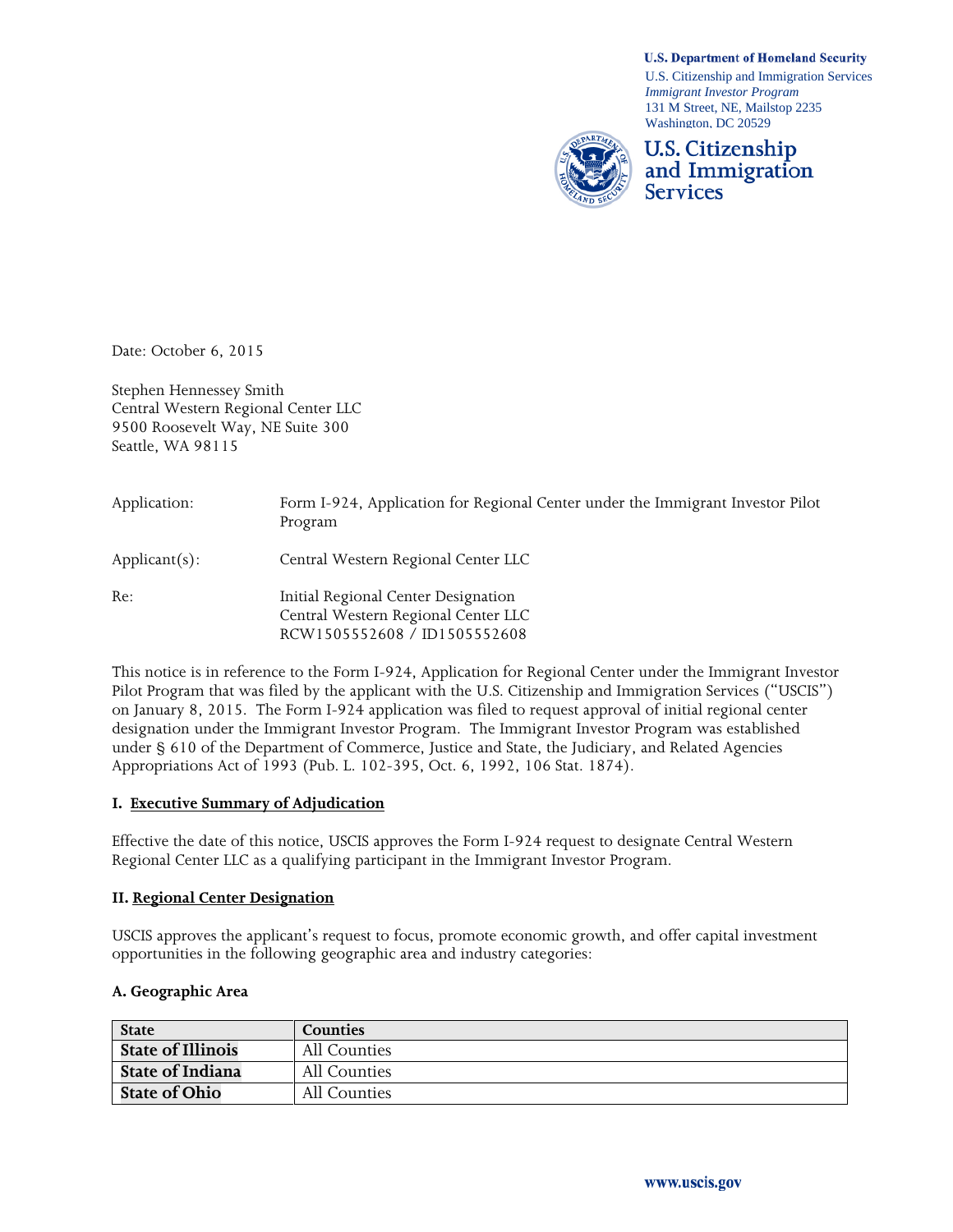**U.S. Department of Homeland Security**
U.S. Citizenship and Immigration Services
*Immigrant Investor Program*
131 M Street, NE, Mailstop 2235
Washington, DC 20529

**U.S. Citizenship and Immigration Services**

Date: October 6, 2015

Stephen Hennessey Smith
Central Western Regional Center LLC
9500 Roosevelt Way, NE Suite 300
Seattle, WA 98115

| | |
|---|---|
| Application: | Form I-924, Application for Regional Center under the Immigrant Investor Pilot Program |
| Applicant(s): | Central Western Regional Center LLC |
| Re: | Initial Regional Center Designation<br>Central Western Regional Center LLC<br>RCW1505552608 / ID1505552608 |

This notice is in reference to the Form I-924, Application for Regional Center under the Immigrant Investor Pilot Program that was filed by the applicant with the U.S. Citizenship and Immigration Services ("USCIS") on January 8, 2015. The Form I-924 application was filed to request approval of initial regional center designation under the Immigrant Investor Program. The Immigrant Investor Program was established under § 610 of the Department of Commerce, Justice and State, the Judiciary, and Related Agencies Appropriations Act of 1993 (Pub. L. 102-395, Oct. 6, 1992, 106 Stat. 1874).

## I. Executive Summary of Adjudication

Effective the date of this notice, USCIS approves the Form I-924 request to designate Central Western Regional Center LLC as a qualifying participant in the Immigrant Investor Program.

## II. Regional Center Designation

USCIS approves the applicant's request to focus, promote economic growth, and offer capital investment opportunities in the following geographic area and industry categories:

### A. Geographic Area

| State | Counties |
|---|---|
| **State of Illinois** | All Counties |
| **State of Indiana** | All Counties |
| **State of Ohio** | All Counties |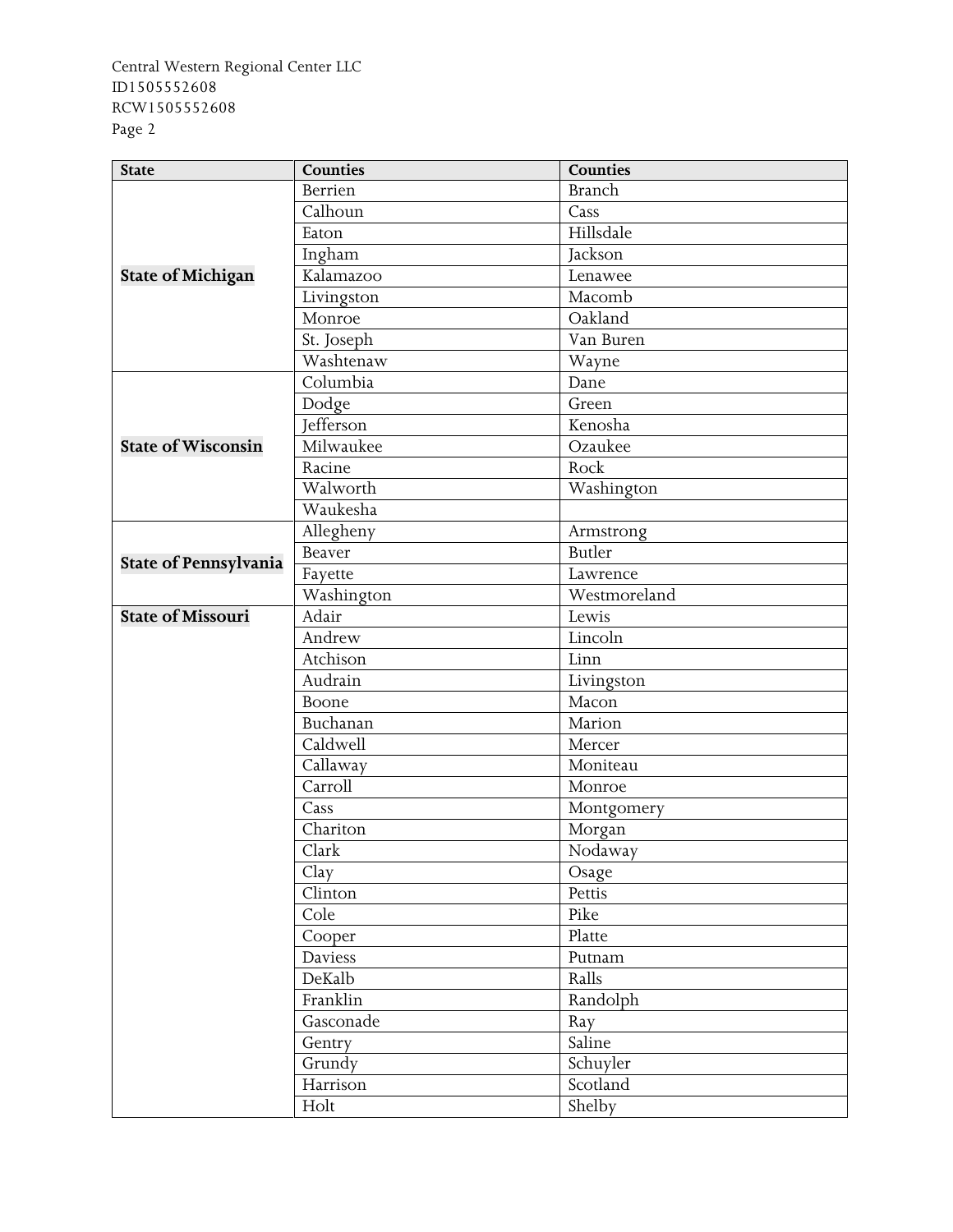| State | Counties | Counties |
|---|---|---|
| **State of Michigan** | Berrien | Branch |
| | Calhoun | Cass |
| | Eaton | Hillsdale |
| | Ingham | Jackson |
| | Kalamazoo | Lenawee |
| | Livingston | Macomb |
| | Monroe | Oakland |
| | St. Joseph | Van Buren |
| | Washtenaw | Wayne |
| **State of Wisconsin** | Columbia | Dane |
| | Dodge | Green |
| | Jefferson | Kenosha |
| | Milwaukee | Ozaukee |
| | Racine | Rock |
| | Walworth | Washington |
| | Waukesha | |
| **State of Pennsylvania** | Allegheny | Armstrong |
| | Beaver | Butler |
| | Fayette | Lawrence |
| | Washington | Westmoreland |
| **State of Missouri** | Adair | Lewis |
| | Andrew | Lincoln |
| | Atchison | Linn |
| | Audrain | Livingston |
| | Boone | Macon |
| | Buchanan | Marion |
| | Caldwell | Mercer |
| | Callaway | Moniteau |
| | Carroll | Monroe |
| | Cass | Montgomery |
| | Chariton | Morgan |
| | Clark | Nodaway |
| | Clay | Osage |
| | Clinton | Pettis |
| | Cole | Pike |
| | Cooper | Platte |
| | Daviess | Putnam |
| | DeKalb | Ralls |
| | Franklin | Randolph |
| | Gasconade | Ray |
| | Gentry | Saline |
| | Grundy | Schuyler |
| | Harrison | Scotland |
| | Holt | Shelby |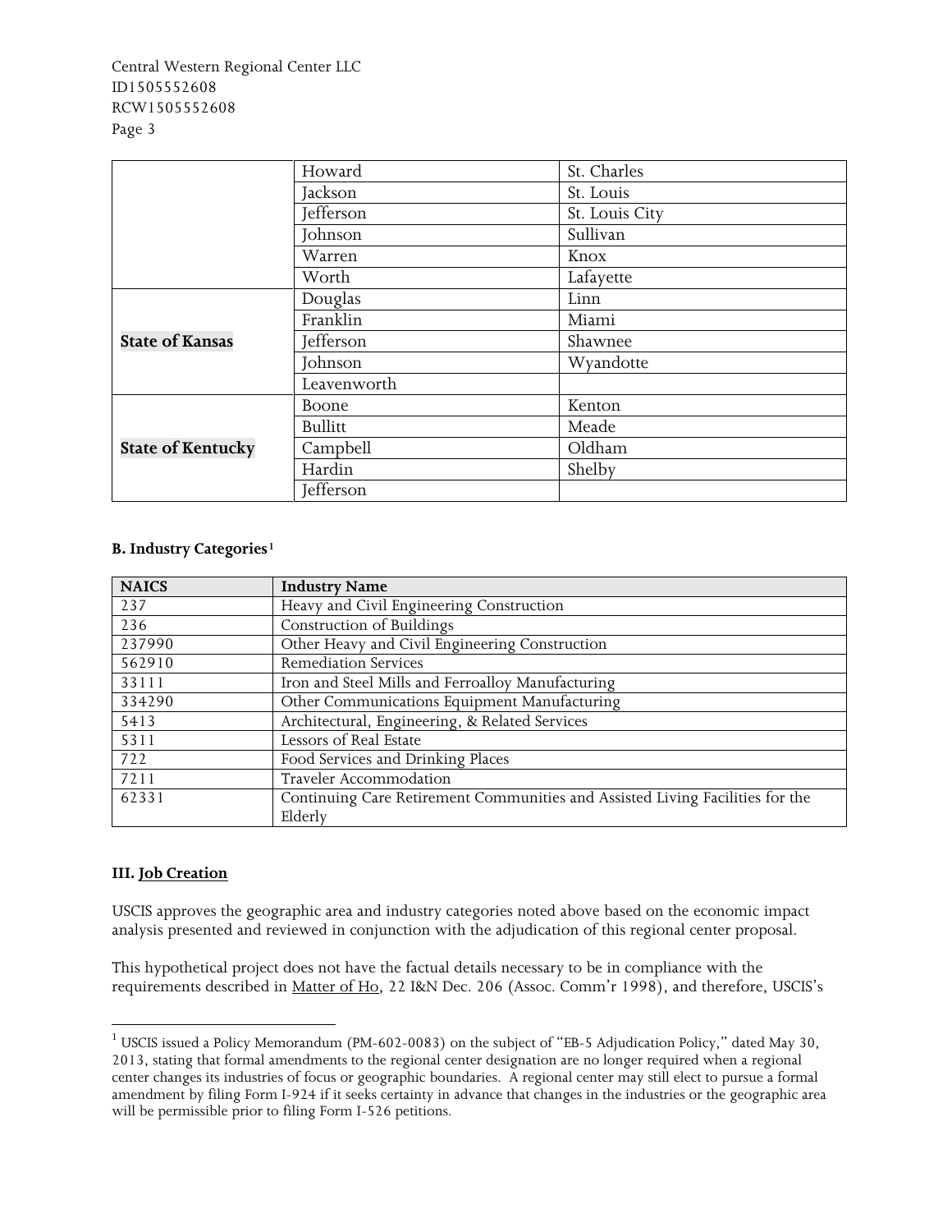|  |  |  |
| --- | --- | --- |
|  | Howard | St. Charles |
|  | Jackson | St. Louis |
|  | Jefferson | St. Louis City |
|  | Johnson | Sullivan |
|  | Warren | Knox |
|  | Worth | Lafayette |
| **State of Kansas** | Douglas | Linn |
|  | Franklin | Miami |
|  | Jefferson | Shawnee |
|  | Johnson | Wyandotte |
|  | Leavenworth |  |
| **State of Kentucky** | Boone | Kenton |
|  | Bullitt | Meade |
|  | Campbell | Oldham |
|  | Hardin | Shelby |
|  | Jefferson |  |

**B. Industry Categories**[1]

| NAICS | Industry Name |
| --- | --- |
| 237 | Heavy and Civil Engineering Construction |
| 236 | Construction of Buildings |
| 237990 | Other Heavy and Civil Engineering Construction |
| 562910 | Remediation Services |
| 33111 | Iron and Steel Mills and Ferroalloy Manufacturing |
| 334290 | Other Communications Equipment Manufacturing |
| 5413 | Architectural, Engineering, & Related Services |
| 5311 | Lessors of Real Estate |
| 722 | Food Services and Drinking Places |
| 7211 | Traveler Accommodation |
| 62331 | Continuing Care Retirement Communities and Assisted Living Facilities for the Elderly |

**III. Job Creation**

USCIS approves the geographic area and industry categories noted above based on the economic impact analysis presented and reviewed in conjunction with the adjudication of this regional center proposal.

This hypothetical project does not have the factual details necessary to be in compliance with the requirements described in Matter of Ho, 22 I&N Dec. 206 (Assoc. Comm'r 1998), and therefore, USCIS's

[1] USCIS issued a Policy Memorandum (PM-602-0083) on the subject of "EB-5 Adjudication Policy," dated May 30, 2013, stating that formal amendments to the regional center designation are no longer required when a regional center changes its industries of focus or geographic boundaries. A regional center may still elect to pursue a formal amendment by filing Form I-924 if it seeks certainty in advance that changes in the industries or the geographic area will be permissible prior to filing Form I-526 petitions.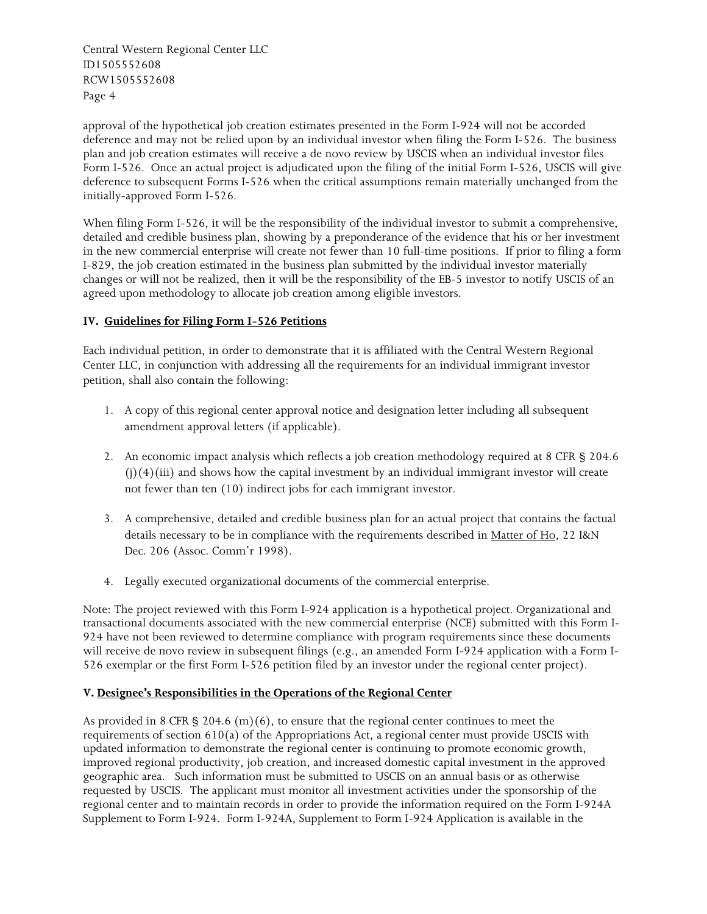approval of the hypothetical job creation estimates presented in the Form I-924 will not be accorded deference and may not be relied upon by an individual investor when filing the Form I-526. The business plan and job creation estimates will receive a de novo review by USCIS when an individual investor files Form I-526. Once an actual project is adjudicated upon the filing of the initial Form I-526, USCIS will give deference to subsequent Forms I-526 when the critical assumptions remain materially unchanged from the initially-approved Form I-526.

When filing Form I-526, it will be the responsibility of the individual investor to submit a comprehensive, detailed and credible business plan, showing by a preponderance of the evidence that his or her investment in the new commercial enterprise will create not fewer than 10 full-time positions. If prior to filing a form I-829, the job creation estimated in the business plan submitted by the individual investor materially changes or will not be realized, then it will be the responsibility of the EB-5 investor to notify USCIS of an agreed upon methodology to allocate job creation among eligible investors.

**IV. Guidelines for Filing Form I-526 Petitions**

Each individual petition, in order to demonstrate that it is affiliated with the Central Western Regional Center LLC, in conjunction with addressing all the requirements for an individual immigrant investor petition, shall also contain the following:

1. A copy of this regional center approval notice and designation letter including all subsequent amendment approval letters (if applicable).
2. An economic impact analysis which reflects a job creation methodology required at 8 CFR § 204.6 (j)(4)(iii) and shows how the capital investment by an individual immigrant investor will create not fewer than ten (10) indirect jobs for each immigrant investor.
3. A comprehensive, detailed and credible business plan for an actual project that contains the factual details necessary to be in compliance with the requirements described in Matter of Ho, 22 I&N Dec. 206 (Assoc. Comm'r 1998).
4. Legally executed organizational documents of the commercial enterprise.

Note: The project reviewed with this Form I-924 application is a hypothetical project. Organizational and transactional documents associated with the new commercial enterprise (NCE) submitted with this Form I-924 have not been reviewed to determine compliance with program requirements since these documents will receive de novo review in subsequent filings (e.g., an amended Form I-924 application with a Form I-526 exemplar or the first Form I-526 petition filed by an investor under the regional center project).

**V. Designee's Responsibilities in the Operations of the Regional Center**

As provided in 8 CFR § 204.6 (m)(6), to ensure that the regional center continues to meet the requirements of section 610(a) of the Appropriations Act, a regional center must provide USCIS with updated information to demonstrate the regional center is continuing to promote economic growth, improved regional productivity, job creation, and increased domestic capital investment in the approved geographic area. Such information must be submitted to USCIS on an annual basis or as otherwise requested by USCIS. The applicant must monitor all investment activities under the sponsorship of the regional center and to maintain records in order to provide the information required on the Form I-924A Supplement to Form I-924. Form I-924A, Supplement to Form I-924 Application is available in the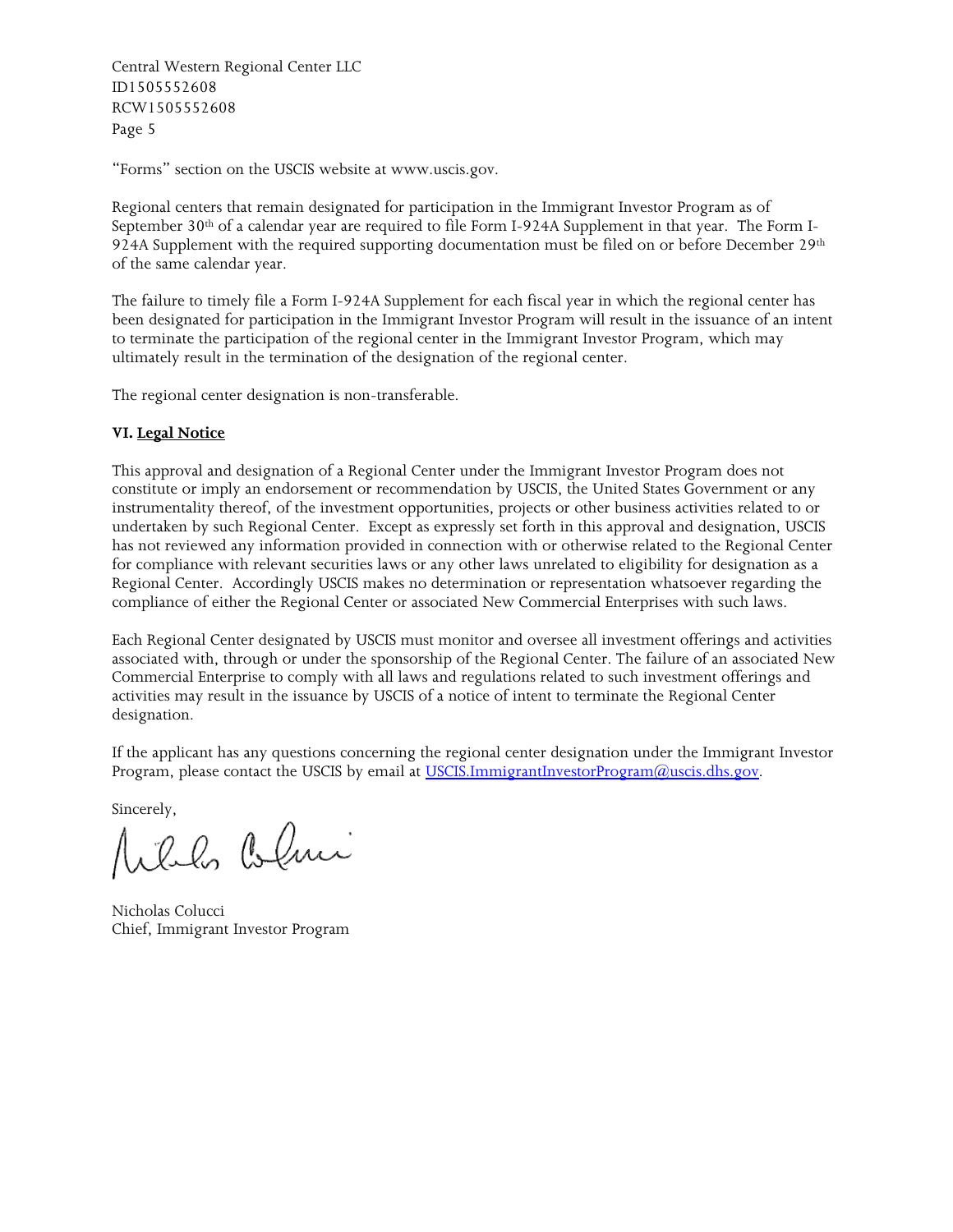"Forms" section on the USCIS website at www.uscis.gov.

Regional centers that remain designated for participation in the Immigrant Investor Program as of September 30th of a calendar year are required to file Form I-924A Supplement in that year. The Form I-924A Supplement with the required supporting documentation must be filed on or before December 29th of the same calendar year.

The failure to timely file a Form I-924A Supplement for each fiscal year in which the regional center has been designated for participation in the Immigrant Investor Program will result in the issuance of an intent to terminate the participation of the regional center in the Immigrant Investor Program, which may ultimately result in the termination of the designation of the regional center.

The regional center designation is non-transferable.

**VI. Legal Notice**

This approval and designation of a Regional Center under the Immigrant Investor Program does not constitute or imply an endorsement or recommendation by USCIS, the United States Government or any instrumentality thereof, of the investment opportunities, projects or other business activities related to or undertaken by such Regional Center. Except as expressly set forth in this approval and designation, USCIS has not reviewed any information provided in connection with or otherwise related to the Regional Center for compliance with relevant securities laws or any other laws unrelated to eligibility for designation as a Regional Center. Accordingly USCIS makes no determination or representation whatsoever regarding the compliance of either the Regional Center or associated New Commercial Enterprises with such laws.

Each Regional Center designated by USCIS must monitor and oversee all investment offerings and activities associated with, through or under the sponsorship of the Regional Center. The failure of an associated New Commercial Enterprise to comply with all laws and regulations related to such investment offerings and activities may result in the issuance by USCIS of a notice of intent to terminate the Regional Center designation.

If the applicant has any questions concerning the regional center designation under the Immigrant Investor Program, please contact the USCIS by email at USCIS.ImmigrantInvestorProgram@uscis.dhs.gov.

Sincerely,

Nicholas Colucci
Chief, Immigrant Investor Program